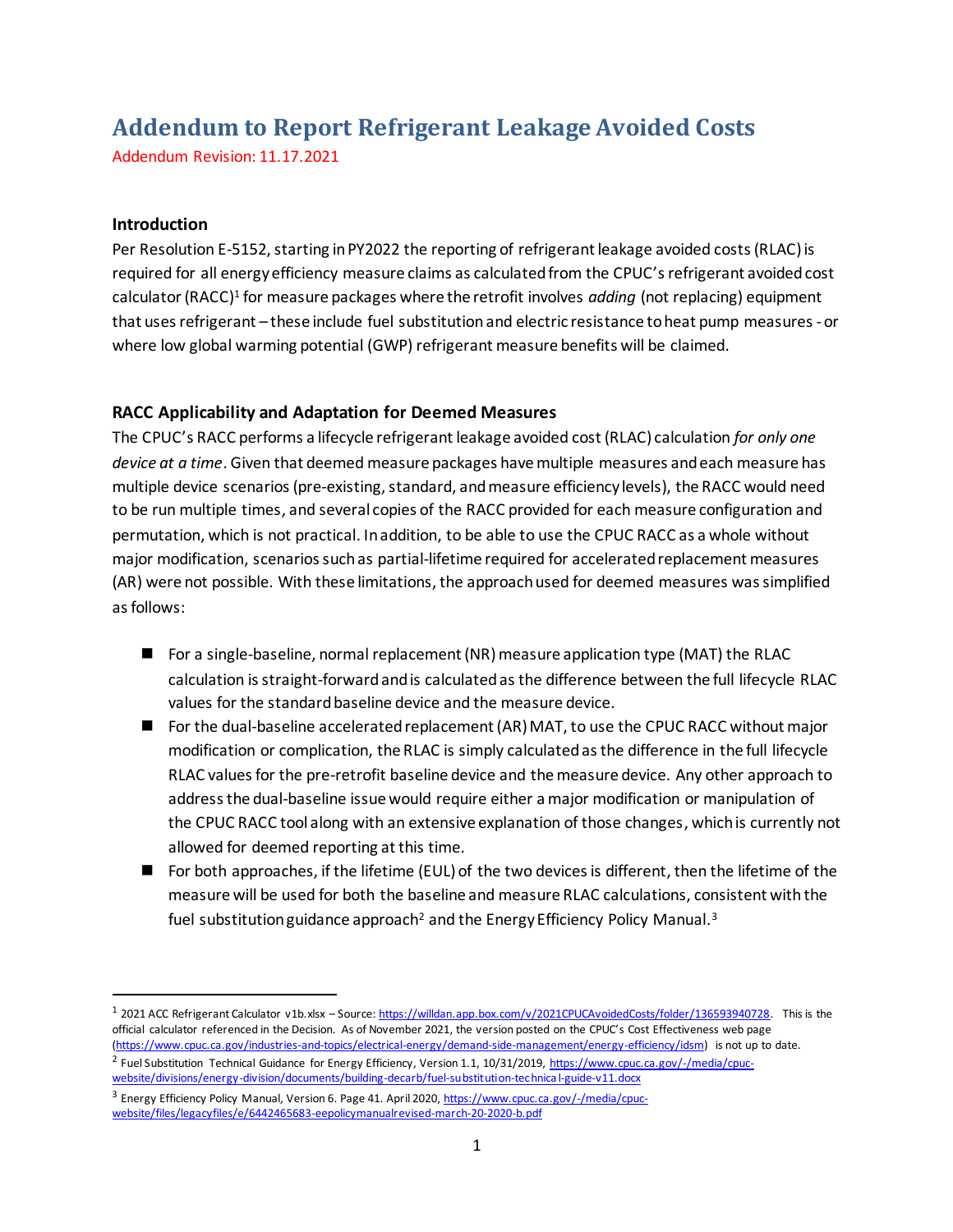# Addendum to Report Refrigerant Leakage Avoided Costs

Addendum Revision: 11.17.2021

### Introduction

Per Resolution E-5152, starting in PY2022 the reporting of refrigerant leakage avoided costs (RLAC) is required for all energy efficiency measure claims as calculated from the CPUC's refrigerant avoided cost calculator (RACC)[1] for measure packages where the retrofit involves *adding* (not replacing) equipment that uses refrigerant – these include fuel substitution and electric resistance to heat pump measures - or where low global warming potential (GWP) refrigerant measure benefits will be claimed.

### RACC Applicability and Adaptation for Deemed Measures

The CPUC's RACC performs a lifecycle refrigerant leakage avoided cost (RLAC) calculation *for only one device at a time*. Given that deemed measure packages have multiple measures and each measure has multiple device scenarios (pre-existing, standard, and measure efficiency levels), the RACC would need to be run multiple times, and several copies of the RACC provided for each measure configuration and permutation, which is not practical. In addition, to be able to use the CPUC RACC as a whole without major modification, scenarios such as partial-lifetime required for accelerated replacement measures (AR) were not possible. With these limitations, the approach used for deemed measures was simplified as follows:

- For a single-baseline, normal replacement (NR) measure application type (MAT) the RLAC calculation is straight-forward and is calculated as the difference between the full lifecycle RLAC values for the standard baseline device and the measure device.
- For the dual-baseline accelerated replacement (AR) MAT, to use the CPUC RACC without major modification or complication, the RLAC is simply calculated as the difference in the full lifecycle RLAC values for the pre-retrofit baseline device and the measure device. Any other approach to address the dual-baseline issue would require either a major modification or manipulation of the CPUC RACC tool along with an extensive explanation of those changes, which is currently not allowed for deemed reporting at this time.
- For both approaches, if the lifetime (EUL) of the two devices is different, then the lifetime of the measure will be used for both the baseline and measure RLAC calculations, consistent with the fuel substitution guidance approach[2] and the Energy Efficiency Policy Manual.[3]

---

[1] 2021 ACC Refrigerant Calculator v1b.xlsx – Source: https://willdan.app.box.com/v/2021CPUCAvoidedCosts/folder/136593940728. This is the official calculator referenced in the Decision. As of November 2021, the version posted on the CPUC's Cost Effectiveness web page (https://www.cpuc.ca.gov/industries-and-topics/electrical-energy/demand-side-management/energy-efficiency/idsm) is not up to date.

[2] Fuel Substitution Technical Guidance for Energy Efficiency, Version 1.1, 10/31/2019, https://www.cpuc.ca.gov/-/media/cpuc-website/divisions/energy-division/documents/building-decarb/fuel-substitution-technical-guide-v11.docx

[3] Energy Efficiency Policy Manual, Version 6. Page 41. April 2020, https://www.cpuc.ca.gov/-/media/cpuc-website/files/legacyfiles/e/6442465683-eepolicymanualrevised-march-20-2020-b.pdf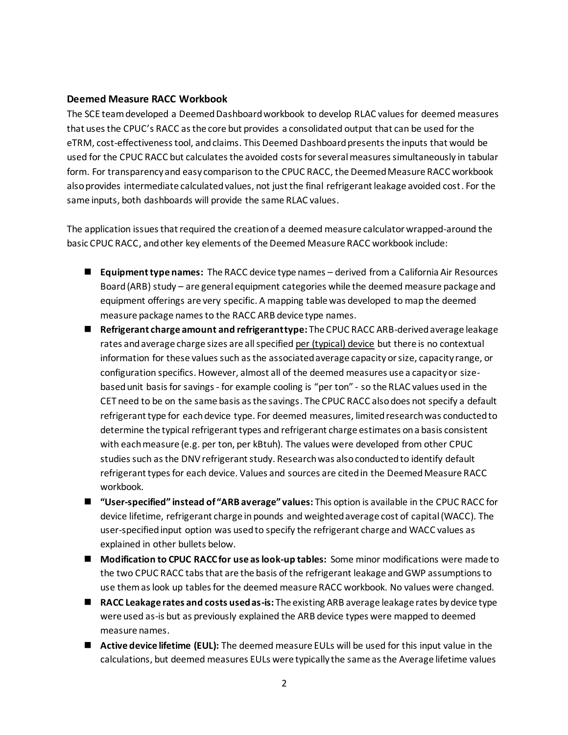### Deemed Measure RACC Workbook

The SCE team developed a Deemed Dashboard workbook to develop RLAC values for deemed measures that uses the CPUC's RACC as the core but provides a consolidated output that can be used for the eTRM, cost-effectiveness tool, and claims. This Deemed Dashboard presents the inputs that would be used for the CPUC RACC but calculates the avoided costs for several measures simultaneously in tabular form. For transparency and easy comparison to the CPUC RACC, the Deemed Measure RACC workbook also provides intermediate calculated values, not just the final refrigerant leakage avoided cost. For the same inputs, both dashboards will provide the same RLAC values.

The application issues that required the creation of a deemed measure calculator wrapped-around the basic CPUC RACC, and other key elements of the Deemed Measure RACC workbook include:

- **Equipment type names:** The RACC device type names – derived from a California Air Resources Board (ARB) study – are general equipment categories while the deemed measure package and equipment offerings are very specific. A mapping table was developed to map the deemed measure package names to the RACC ARB device type names.
- **Refrigerant charge amount and refrigerant type:** The CPUC RACC ARB-derived average leakage rates and average charge sizes are all specified <u>per (typical) device</u> but there is no contextual information for these values such as the associated average capacity or size, capacity range, or configuration specifics. However, almost all of the deemed measures use a capacity or size-based unit basis for savings - for example cooling is "per ton" - so the RLAC values used in the CET need to be on the same basis as the savings. The CPUC RACC also does not specify a default refrigerant type for each device type. For deemed measures, limited research was conducted to determine the typical refrigerant types and refrigerant charge estimates on a basis consistent with each measure (e.g. per ton, per kBtuh). The values were developed from other CPUC studies such as the DNV refrigerant study. Research was also conducted to identify default refrigerant types for each device. Values and sources are cited in the Deemed Measure RACC workbook.
- **"User-specified" instead of "ARB average" values:** This option is available in the CPUC RACC for device lifetime, refrigerant charge in pounds and weighted average cost of capital (WACC). The user-specified input option was used to specify the refrigerant charge and WACC values as explained in other bullets below.
- **Modification to CPUC RACC for use as look-up tables:** Some minor modifications were made to the two CPUC RACC tabs that are the basis of the refrigerant leakage and GWP assumptions to use them as look up tables for the deemed measure RACC workbook. No values were changed.
- **RACC Leakage rates and costs used as-is:** The existing ARB average leakage rates by device type were used as-is but as previously explained the ARB device types were mapped to deemed measure names.
- **Active device lifetime (EUL):** The deemed measure EULs will be used for this input value in the calculations, but deemed measures EULs were typically the same as the Average lifetime values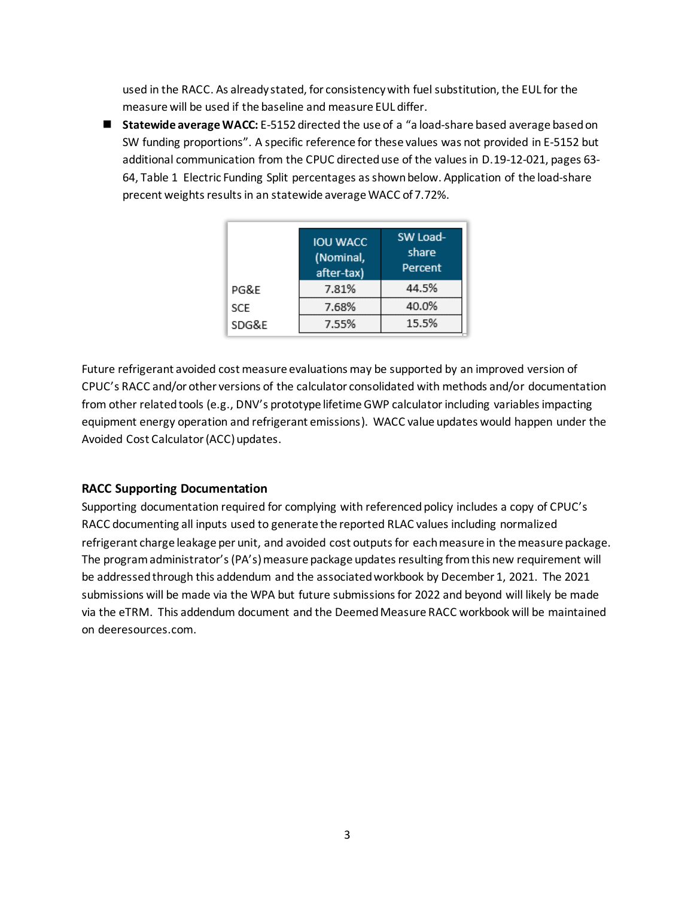used in the RACC. As already stated, for consistency with fuel substitution, the EUL for the measure will be used if the baseline and measure EUL differ.

- **Statewide average WACC:** E-5152 directed the use of a "a load-share based average based on SW funding proportions". A specific reference for these values was not provided in E-5152 but additional communication from the CPUC directed use of the values in D.19-12-021, pages 63-64, Table 1 Electric Funding Split percentages as shown below. Application of the load-share precent weights results in an statewide average WACC of 7.72%.

| | IOU WACC (Nominal, after-tax) | SW Load-share Percent |
|---|---|---|
| PG&E | 7.81% | 44.5% |
| SCE | 7.68% | 40.0% |
| SDG&E | 7.55% | 15.5% |

Future refrigerant avoided cost measure evaluations may be supported by an improved version of CPUC's RACC and/or other versions of the calculator consolidated with methods and/or documentation from other related tools (e.g., DNV's prototype lifetime GWP calculator including variables impacting equipment energy operation and refrigerant emissions). WACC value updates would happen under the Avoided Cost Calculator (ACC) updates.

### RACC Supporting Documentation

Supporting documentation required for complying with referenced policy includes a copy of CPUC's RACC documenting all inputs used to generate the reported RLAC values including normalized refrigerant charge leakage per unit, and avoided cost outputs for each measure in the measure package. The program administrator's (PA's) measure package updates resulting from this new requirement will be addressed through this addendum and the associated workbook by December 1, 2021. The 2021 submissions will be made via the WPA but future submissions for 2022 and beyond will likely be made via the eTRM. This addendum document and the Deemed Measure RACC workbook will be maintained on deeresources.com.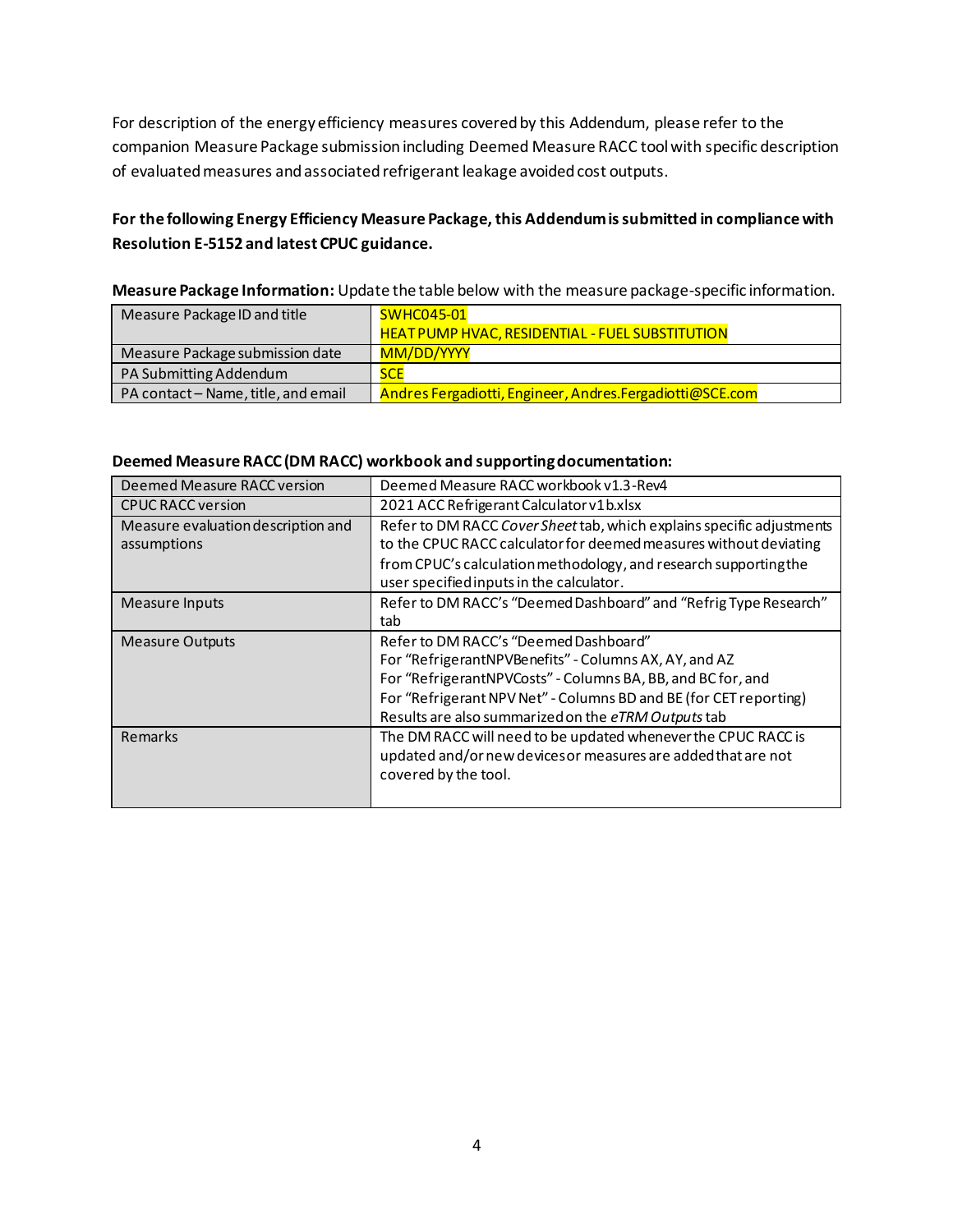For description of the energy efficiency measures covered by this Addendum, please refer to the companion Measure Package submission including Deemed Measure RACC tool with specific description of evaluated measures and associated refrigerant leakage avoided cost outputs.

**For the following Energy Efficiency Measure Package, this Addendum is submitted in compliance with Resolution E-5152 and latest CPUC guidance.**

**Measure Package Information:** Update the table below with the measure package-specific information.

| | |
|---|---|
| Measure Package ID and title | SWHC045-01<br>HEAT PUMP HVAC, RESIDENTIAL - FUEL SUBSTITUTION |
| Measure Package submission date | MM/DD/YYYY |
| PA Submitting Addendum | SCE |
| PA contact – Name, title, and email | Andres Fergadiotti, Engineer, Andres.Fergadiotti@SCE.com |

**Deemed Measure RACC (DM RACC) workbook and supporting documentation:**

| | |
|---|---|
| Deemed Measure RACC version | Deemed Measure RACC workbook v1.3-Rev4 |
| CPUC RACC version | 2021 ACC Refrigerant Calculator v1b.xlsx |
| Measure evaluation description and assumptions | Refer to DM RACC *Cover Sheet* tab, which explains specific adjustments to the CPUC RACC calculator for deemed measures without deviating from CPUC's calculation methodology, and research supporting the user specified inputs in the calculator. |
| Measure Inputs | Refer to DM RACC's "Deemed Dashboard" and "Refrig Type Research" tab |
| Measure Outputs | Refer to DM RACC's "Deemed Dashboard"<br>For "RefrigerantNPVBenefits" - Columns AX, AY, and AZ<br>For "RefrigerantNPVCosts" - Columns BA, BB, and BC for, and<br>For "Refrigerant NPV Net" - Columns BD and BE (for CET reporting)<br>Results are also summarized on the *eTRM Outputs* tab |
| Remarks | The DM RACC will need to be updated whenever the CPUC RACC is updated and/or new devices or measures are added that are not covered by the tool. |